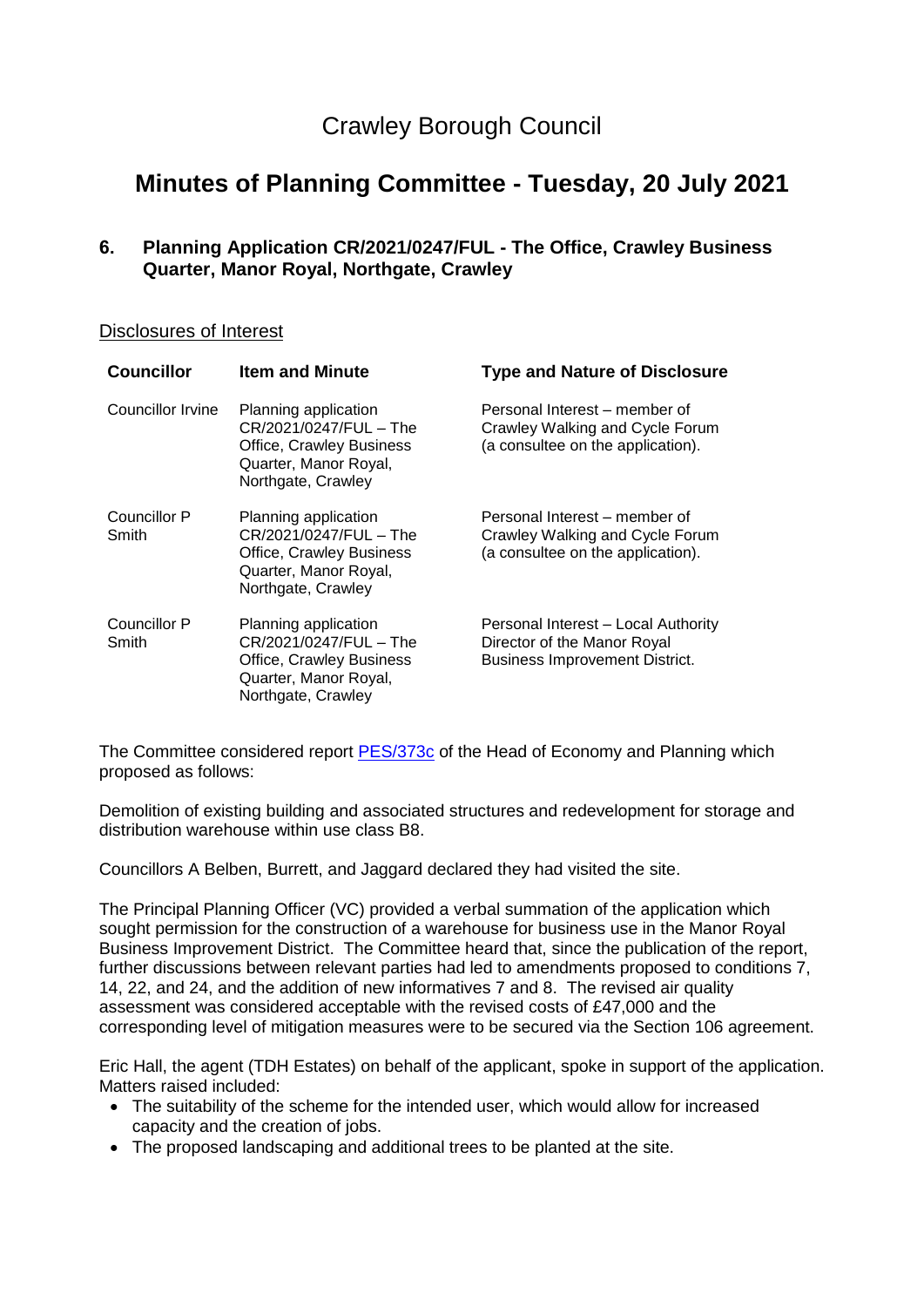# Crawley Borough Council

## Minutes of Planning Committee - Tuesday, 20 July 2021

### 6. Planning Application CR/2021/0247/FUL - The Office, Crawley Business Quarter, Manor Royal, Northgate, Crawley

Disclosures of Interest

| Councillor | Item and Minute | Type and Nature of Disclosure |
|---|---|---|
| Councillor Irvine | Planning application CR/2021/0247/FUL – The Office, Crawley Business Quarter, Manor Royal, Northgate, Crawley | Personal Interest – member of Crawley Walking and Cycle Forum (a consultee on the application). |
| Councillor P Smith | Planning application CR/2021/0247/FUL – The Office, Crawley Business Quarter, Manor Royal, Northgate, Crawley | Personal Interest – member of Crawley Walking and Cycle Forum (a consultee on the application). |
| Councillor P Smith | Planning application CR/2021/0247/FUL – The Office, Crawley Business Quarter, Manor Royal, Northgate, Crawley | Personal Interest – Local Authority Director of the Manor Royal Business Improvement District. |

The Committee considered report PES/373c of the Head of Economy and Planning which proposed as follows:

Demolition of existing building and associated structures and redevelopment for storage and distribution warehouse within use class B8.

Councillors A Belben, Burrett, and Jaggard declared they had visited the site.

The Principal Planning Officer (VC) provided a verbal summation of the application which sought permission for the construction of a warehouse for business use in the Manor Royal Business Improvement District. The Committee heard that, since the publication of the report, further discussions between relevant parties had led to amendments proposed to conditions 7, 14, 22, and 24, and the addition of new informatives 7 and 8. The revised air quality assessment was considered acceptable with the revised costs of £47,000 and the corresponding level of mitigation measures were to be secured via the Section 106 agreement.

Eric Hall, the agent (TDH Estates) on behalf of the applicant, spoke in support of the application. Matters raised included:

- The suitability of the scheme for the intended user, which would allow for increased capacity and the creation of jobs.
- The proposed landscaping and additional trees to be planted at the site.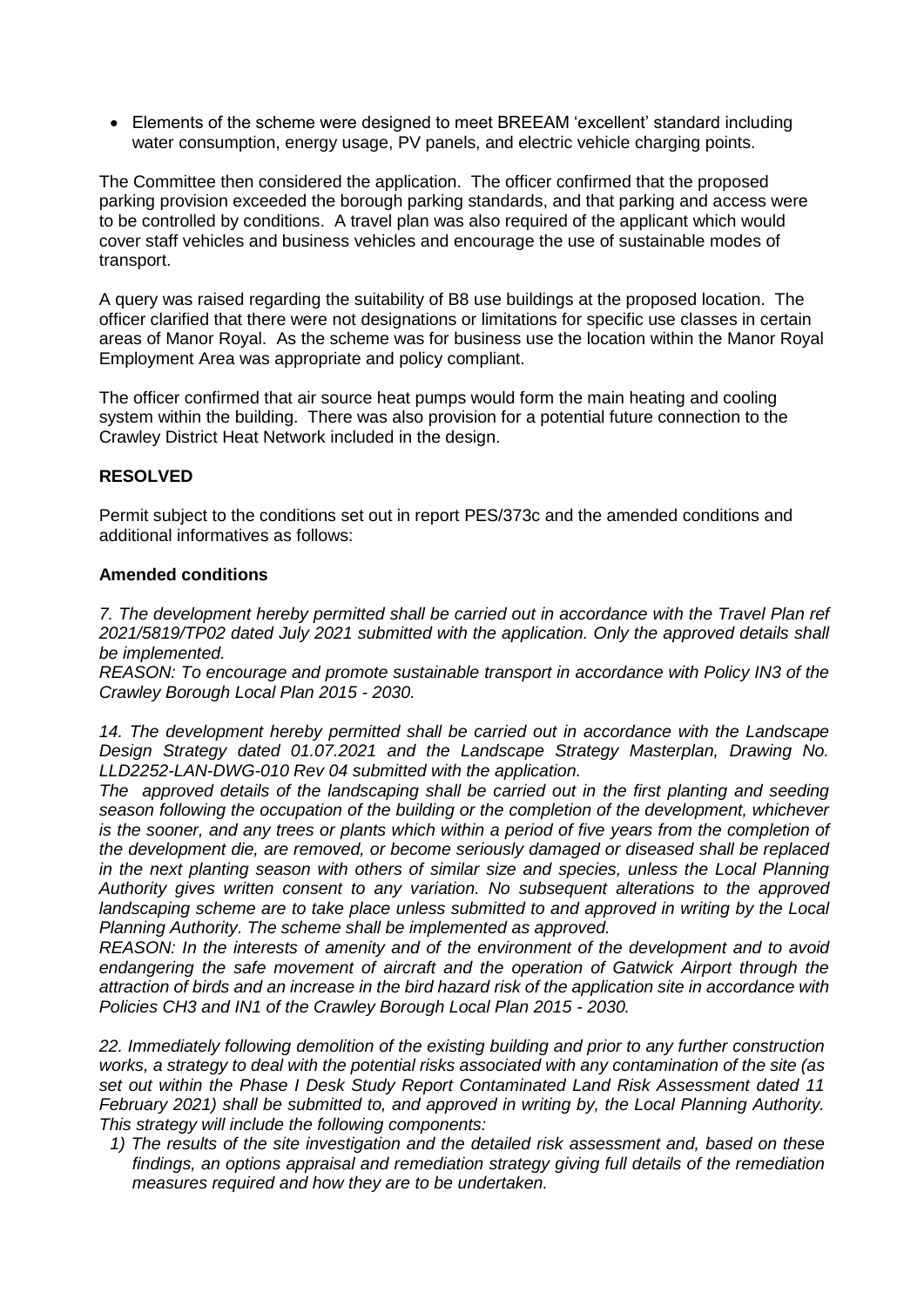- Elements of the scheme were designed to meet BREEAM 'excellent' standard including water consumption, energy usage, PV panels, and electric vehicle charging points.

The Committee then considered the application. The officer confirmed that the proposed parking provision exceeded the borough parking standards, and that parking and access were to be controlled by conditions. A travel plan was also required of the applicant which would cover staff vehicles and business vehicles and encourage the use of sustainable modes of transport.

A query was raised regarding the suitability of B8 use buildings at the proposed location. The officer clarified that there were not designations or limitations for specific use classes in certain areas of Manor Royal. As the scheme was for business use the location within the Manor Royal Employment Area was appropriate and policy compliant.

The officer confirmed that air source heat pumps would form the main heating and cooling system within the building. There was also provision for a potential future connection to the Crawley District Heat Network included in the design.

**RESOLVED**

Permit subject to the conditions set out in report PES/373c and the amended conditions and additional informatives as follows:

**Amended conditions**

*7. The development hereby permitted shall be carried out in accordance with the Travel Plan ref 2021/5819/TP02 dated July 2021 submitted with the application. Only the approved details shall be implemented.*
*REASON: To encourage and promote sustainable transport in accordance with Policy IN3 of the Crawley Borough Local Plan 2015 - 2030.*

*14. The development hereby permitted shall be carried out in accordance with the Landscape Design Strategy dated 01.07.2021 and the Landscape Strategy Masterplan, Drawing No. LLD2252-LAN-DWG-010 Rev 04 submitted with the application.*
*The approved details of the landscaping shall be carried out in the first planting and seeding season following the occupation of the building or the completion of the development, whichever is the sooner, and any trees or plants which within a period of five years from the completion of the development die, are removed, or become seriously damaged or diseased shall be replaced in the next planting season with others of similar size and species, unless the Local Planning Authority gives written consent to any variation. No subsequent alterations to the approved landscaping scheme are to take place unless submitted to and approved in writing by the Local Planning Authority. The scheme shall be implemented as approved.*
*REASON: In the interests of amenity and of the environment of the development and to avoid endangering the safe movement of aircraft and the operation of Gatwick Airport through the attraction of birds and an increase in the bird hazard risk of the application site in accordance with Policies CH3 and IN1 of the Crawley Borough Local Plan 2015 - 2030.*

*22. Immediately following demolition of the existing building and prior to any further construction works, a strategy to deal with the potential risks associated with any contamination of the site (as set out within the Phase I Desk Study Report Contaminated Land Risk Assessment dated 11 February 2021) shall be submitted to, and approved in writing by, the Local Planning Authority. This strategy will include the following components:*

1) *The results of the site investigation and the detailed risk assessment and, based on these findings, an options appraisal and remediation strategy giving full details of the remediation measures required and how they are to be undertaken.*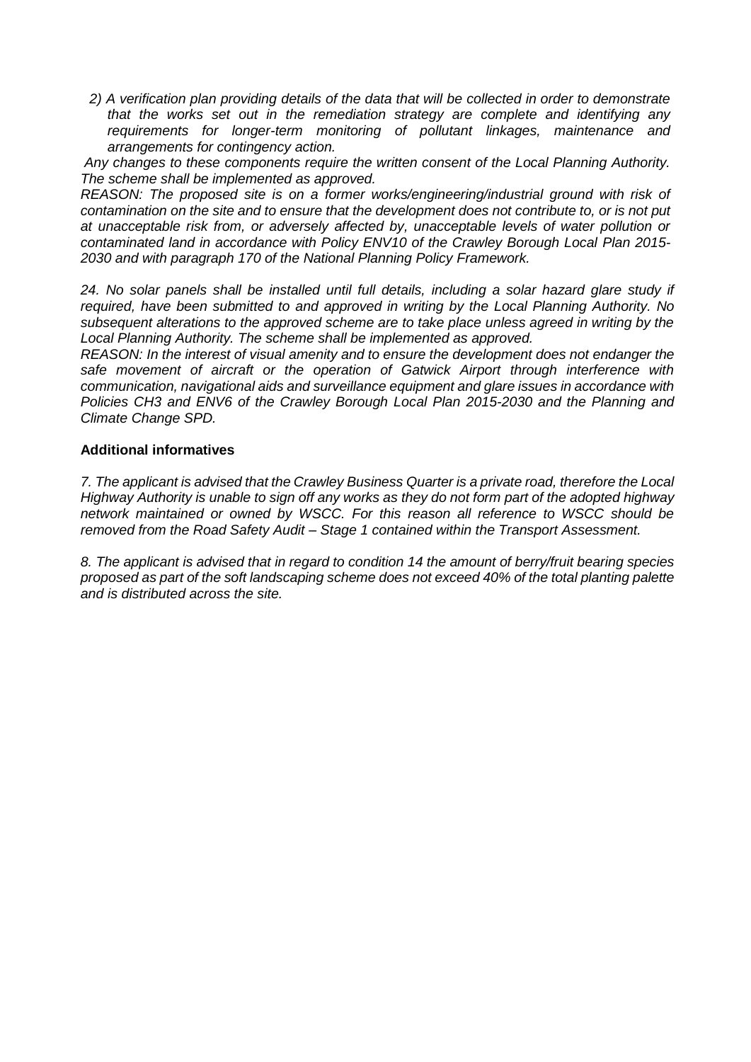*2) A verification plan providing details of the data that will be collected in order to demonstrate that the works set out in the remediation strategy are complete and identifying any requirements for longer-term monitoring of pollutant linkages, maintenance and arrangements for contingency action.*

*Any changes to these components require the written consent of the Local Planning Authority. The scheme shall be implemented as approved.*

*REASON: The proposed site is on a former works/engineering/industrial ground with risk of contamination on the site and to ensure that the development does not contribute to, or is not put at unacceptable risk from, or adversely affected by, unacceptable levels of water pollution or contaminated land in accordance with Policy ENV10 of the Crawley Borough Local Plan 2015-2030 and with paragraph 170 of the National Planning Policy Framework.*

*24. No solar panels shall be installed until full details, including a solar hazard glare study if required, have been submitted to and approved in writing by the Local Planning Authority. No subsequent alterations to the approved scheme are to take place unless agreed in writing by the Local Planning Authority. The scheme shall be implemented as approved.*

*REASON: In the interest of visual amenity and to ensure the development does not endanger the safe movement of aircraft or the operation of Gatwick Airport through interference with communication, navigational aids and surveillance equipment and glare issues in accordance with Policies CH3 and ENV6 of the Crawley Borough Local Plan 2015-2030 and the Planning and Climate Change SPD.*

**Additional informatives**

*7. The applicant is advised that the Crawley Business Quarter is a private road, therefore the Local Highway Authority is unable to sign off any works as they do not form part of the adopted highway network maintained or owned by WSCC. For this reason all reference to WSCC should be removed from the Road Safety Audit – Stage 1 contained within the Transport Assessment.*

*8. The applicant is advised that in regard to condition 14 the amount of berry/fruit bearing species proposed as part of the soft landscaping scheme does not exceed 40% of the total planting palette and is distributed across the site.*